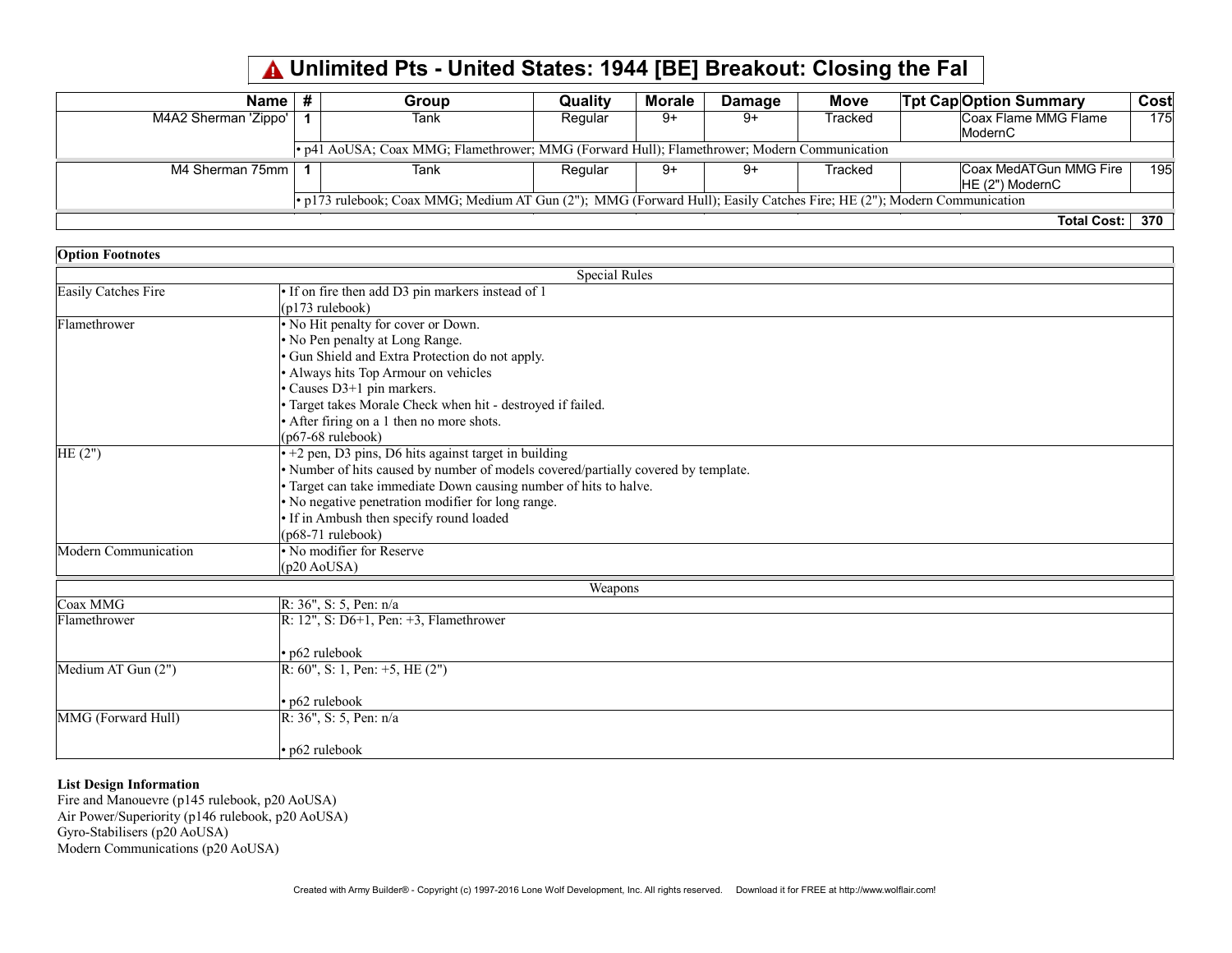# ⚠ Unlimited Pts - United States: 1944 [BE] Breakout: Closing the Fal

| Name | # | Group | Quality | Morale | Damage | Move | Tpt Cap | Option Summary | Cost |
|---|---|---|---|---|---|---|---|---|---|
| M4A2 Sherman 'Zippo' | 1 | Tank | Regular | 9+ | 9+ | Tracked | | Coax Flame MMG Flame ModernC | 175 |
| | • p41 AoUSA; Coax MMG; Flamethrower; MMG (Forward Hull); Flamethrower; Modern Communication | | | | | | | | |
| M4 Sherman 75mm | 1 | Tank | Regular | 9+ | 9+ | Tracked | | Coax MedATGun MMG Fire HE (2") ModernC | 195 |
| | • p173 rulebook; Coax MMG; Medium AT Gun (2"); MMG (Forward Hull); Easily Catches Fire; HE (2"); Modern Communication | | | | | | | | |
| | | | | | | | | **Total Cost:** | **370** |

**Option Footnotes**

| Special Rules | |
|---|---|
| Easily Catches Fire | • If on fire then add D3 pin markers instead of 1<br>(p173 rulebook) |
| Flamethrower | • No Hit penalty for cover or Down.<br>• No Pen penalty at Long Range.<br>• Gun Shield and Extra Protection do not apply.<br>• Always hits Top Armour on vehicles<br>• Causes D3+1 pin markers.<br>• Target takes Morale Check when hit - destroyed if failed.<br>• After firing on a 1 then no more shots.<br>(p67-68 rulebook) |
| HE (2") | • +2 pen, D3 pins, D6 hits against target in building<br>• Number of hits caused by number of models covered/partially covered by template.<br>• Target can take immediate Down causing number of hits to halve.<br>• No negative penetration modifier for long range.<br>• If in Ambush then specify round loaded<br>(p68-71 rulebook) |
| Modern Communication | • No modifier for Reserve<br>(p20 AoUSA) |

| Weapons | |
|---|---|
| Coax MMG | R: 36", S: 5, Pen: n/a |
| Flamethrower | R: 12", S: D6+1, Pen: +3, Flamethrower<br><br>• p62 rulebook |
| Medium AT Gun (2") | R: 60", S: 1, Pen: +5, HE (2")<br><br>• p62 rulebook |
| MMG (Forward Hull) | R: 36", S: 5, Pen: n/a<br><br>• p62 rulebook |

**List Design Information**

Fire and Manouevre (p145 rulebook, p20 AoUSA)
Air Power/Superiority (p146 rulebook, p20 AoUSA)
Gyro-Stabilisers (p20 AoUSA)
Modern Communications (p20 AoUSA)

Created with Army Builder® - Copyright (c) 1997-2016 Lone Wolf Development, Inc. All rights reserved. Download it for FREE at http://www.wolflair.com!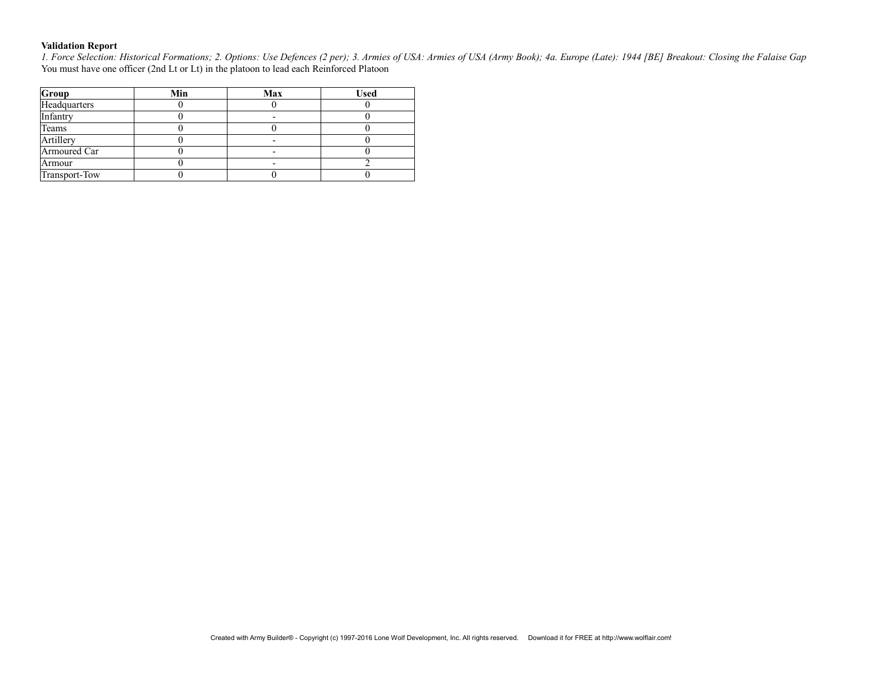**Validation Report**

*1. Force Selection: Historical Formations; 2. Options: Use Defences (2 per); 3. Armies of USA: Armies of USA (Army Book); 4a. Europe (Late): 1944 [BE] Breakout: Closing the Falaise Gap*

You must have one officer (2nd Lt or Lt) in the platoon to lead each Reinforced Platoon

| Group | Min | Max | Used |
|---|---|---|---|
| Headquarters | 0 | 0 | 0 |
| Infantry | 0 | - | 0 |
| Teams | 0 | 0 | 0 |
| Artillery | 0 | - | 0 |
| Armoured Car | 0 | - | 0 |
| Armour | 0 | - | 2 |
| Transport-Tow | 0 | 0 | 0 |